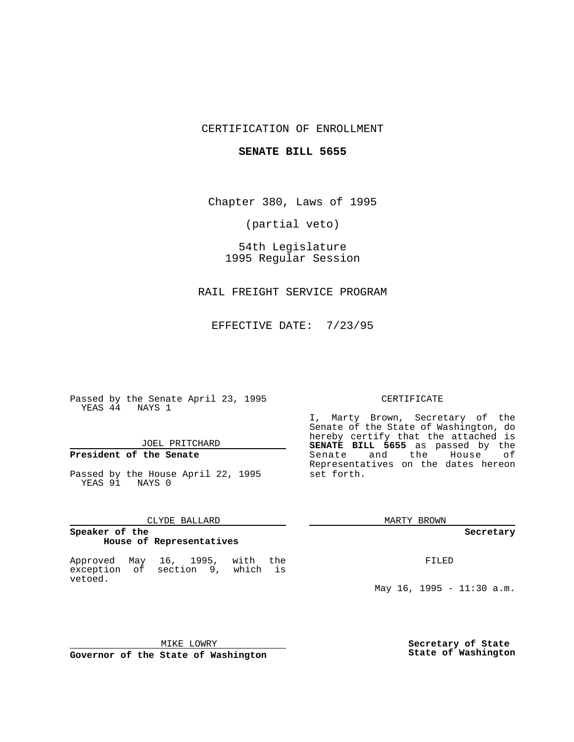CERTIFICATION OF ENROLLMENT

**SENATE BILL 5655**

Chapter 380, Laws of 1995

(partial veto)

54th Legislature
1995 Regular Session

RAIL FREIGHT SERVICE PROGRAM

EFFECTIVE DATE: 7/23/95

Passed by the Senate April 23, 1995
YEAS 44 NAYS 1

JOEL PRITCHARD

**President of the Senate**

Passed by the House April 22, 1995
YEAS 91 NAYS 0

CLYDE BALLARD

**Speaker of the House of Representatives**

Approved May 16, 1995, with the exception of section 9, which is vetoed.

MIKE LOWRY

**Governor of the State of Washington**

CERTIFICATE

I, Marty Brown, Secretary of the Senate of the State of Washington, do hereby certify that the attached is **SENATE BILL 5655** as passed by the Senate and the House of Representatives on the dates hereon set forth.

MARTY BROWN

**Secretary**

FILED

May 16, 1995 - 11:30 a.m.

**Secretary of State**
**State of Washington**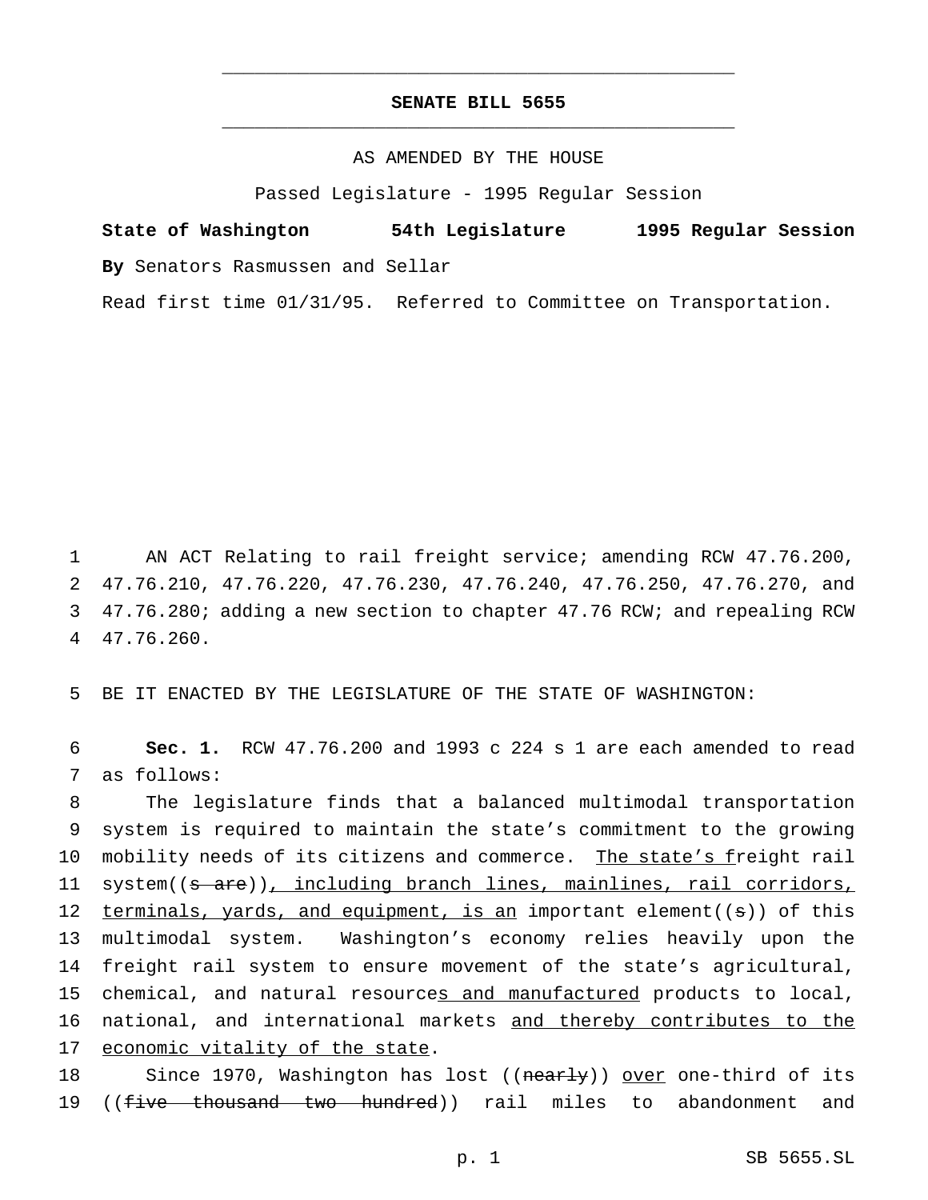# SENATE BILL 5655

AS AMENDED BY THE HOUSE

Passed Legislature - 1995 Regular Session

**State of Washington 54th Legislature 1995 Regular Session**

**By** Senators Rasmussen and Sellar

Read first time 01/31/95. Referred to Committee on Transportation.

AN ACT Relating to rail freight service; amending RCW 47.76.200, 47.76.210, 47.76.220, 47.76.230, 47.76.240, 47.76.250, 47.76.270, and 47.76.280; adding a new section to chapter 47.76 RCW; and repealing RCW 47.76.260.

BE IT ENACTED BY THE LEGISLATURE OF THE STATE OF WASHINGTON:

**Sec. 1.** RCW 47.76.200 and 1993 c 224 s 1 are each amended to read as follows:

The legislature finds that a balanced multimodal transportation system is required to maintain the state's commitment to the growing mobility needs of its citizens and commerce. The state's freight rail system((s are)), including branch lines, mainlines, rail corridors, terminals, yards, and equipment, is an important element((s)) of this multimodal system. Washington's economy relies heavily upon the freight rail system to ensure movement of the state's agricultural, chemical, and natural resources and manufactured products to local, national, and international markets and thereby contributes to the economic vitality of the state.

Since 1970, Washington has lost ((nearly)) over one-third of its ((five thousand two hundred)) rail miles to abandonment and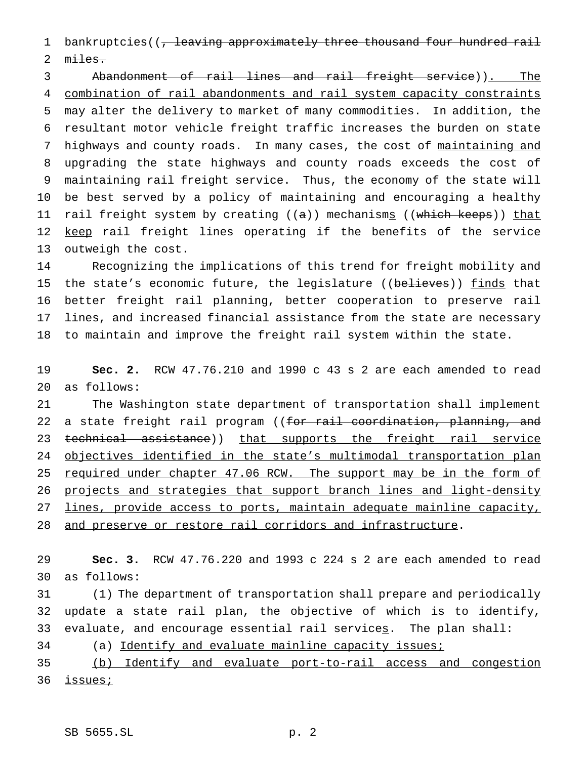bankruptcies((, leaving approximately three thousand four hundred rail miles.

Abandonment of rail lines and rail freight service)). The combination of rail abandonments and rail system capacity constraints may alter the delivery to market of many commodities. In addition, the resultant motor vehicle freight traffic increases the burden on state highways and county roads. In many cases, the cost of maintaining and upgrading the state highways and county roads exceeds the cost of maintaining rail freight service. Thus, the economy of the state will be best served by a policy of maintaining and encouraging a healthy rail freight system by creating ((a)) mechanisms ((which keeps)) that keep rail freight lines operating if the benefits of the service outweigh the cost.

Recognizing the implications of this trend for freight mobility and the state's economic future, the legislature ((believes)) finds that better freight rail planning, better cooperation to preserve rail lines, and increased financial assistance from the state are necessary to maintain and improve the freight rail system within the state.

**Sec. 2.** RCW 47.76.210 and 1990 c 43 s 2 are each amended to read as follows:

The Washington state department of transportation shall implement a state freight rail program ((for rail coordination, planning, and technical assistance)) that supports the freight rail service objectives identified in the state's multimodal transportation plan required under chapter 47.06 RCW. The support may be in the form of projects and strategies that support branch lines and light-density lines, provide access to ports, maintain adequate mainline capacity, and preserve or restore rail corridors and infrastructure.

**Sec. 3.** RCW 47.76.220 and 1993 c 224 s 2 are each amended to read as follows:

(1) The department of transportation shall prepare and periodically update a state rail plan, the objective of which is to identify, evaluate, and encourage essential rail services. The plan shall:

(a) Identify and evaluate mainline capacity issues;

(b) Identify and evaluate port-to-rail access and congestion issues;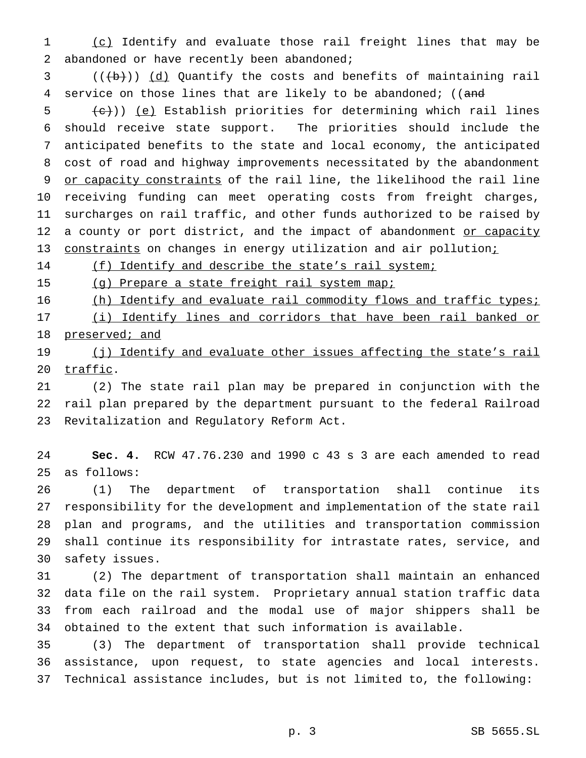(c) Identify and evaluate those rail freight lines that may be abandoned or have recently been abandoned;

(((b))) (d) Quantify the costs and benefits of maintaining rail service on those lines that are likely to be abandoned; ((and

(c))) (e) Establish priorities for determining which rail lines should receive state support. The priorities should include the anticipated benefits to the state and local economy, the anticipated cost of road and highway improvements necessitated by the abandonment or capacity constraints of the rail line, the likelihood the rail line receiving funding can meet operating costs from freight charges, surcharges on rail traffic, and other funds authorized to be raised by a county or port district, and the impact of abandonment or capacity constraints on changes in energy utilization and air pollution;

(f) Identify and describe the state's rail system;

(g) Prepare a state freight rail system map;

(h) Identify and evaluate rail commodity flows and traffic types;

(i) Identify lines and corridors that have been rail banked or preserved; and

(j) Identify and evaluate other issues affecting the state's rail traffic.

(2) The state rail plan may be prepared in conjunction with the rail plan prepared by the department pursuant to the federal Railroad Revitalization and Regulatory Reform Act.

**Sec. 4.** RCW 47.76.230 and 1990 c 43 s 3 are each amended to read as follows:

(1) The department of transportation shall continue its responsibility for the development and implementation of the state rail plan and programs, and the utilities and transportation commission shall continue its responsibility for intrastate rates, service, and safety issues.

(2) The department of transportation shall maintain an enhanced data file on the rail system. Proprietary annual station traffic data from each railroad and the modal use of major shippers shall be obtained to the extent that such information is available.

(3) The department of transportation shall provide technical assistance, upon request, to state agencies and local interests. Technical assistance includes, but is not limited to, the following: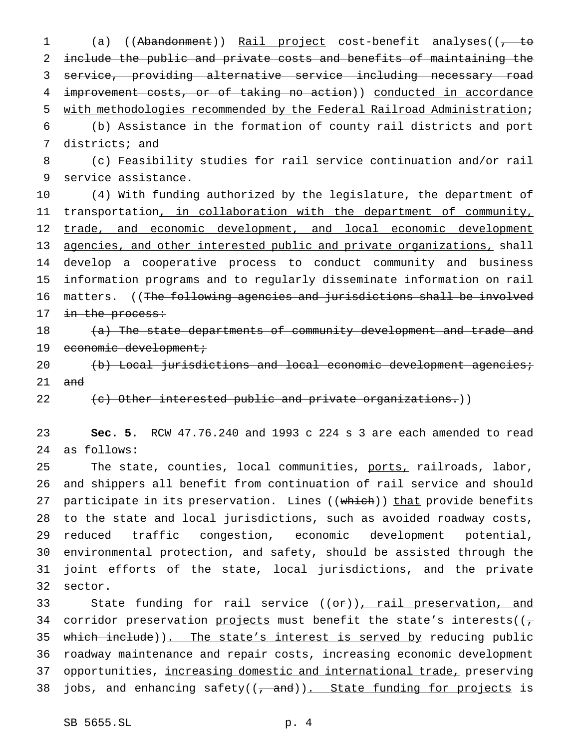(a) ((~~Abandonment~~)) Rail project cost-benefit analyses((~~, to include the public and private costs and benefits of maintaining the service, providing alternative service including necessary road improvement costs, or of taking no action~~)) conducted in accordance with methodologies recommended by the Federal Railroad Administration;

(b) Assistance in the formation of county rail districts and port districts; and

(c) Feasibility studies for rail service continuation and/or rail service assistance.

(4) With funding authorized by the legislature, the department of transportation, in collaboration with the department of community, trade, and economic development, and local economic development agencies, and other interested public and private organizations, shall develop a cooperative process to conduct community and business information programs and to regularly disseminate information on rail matters. ((~~The following agencies and jurisdictions shall be involved in the process:~~

~~(a) The state departments of community development and trade and economic development;~~

~~(b) Local jurisdictions and local economic development agencies; and~~

~~(c) Other interested public and private organizations.~~))

**Sec. 5.** RCW 47.76.240 and 1993 c 224 s 3 are each amended to read as follows:

The state, counties, local communities, ports, railroads, labor, and shippers all benefit from continuation of rail service and should participate in its preservation. Lines ((~~which~~)) that provide benefits to the state and local jurisdictions, such as avoided roadway costs, reduced traffic congestion, economic development potential, environmental protection, and safety, should be assisted through the joint efforts of the state, local jurisdictions, and the private sector.

State funding for rail service ((~~or~~)), rail preservation, and corridor preservation projects must benefit the state's interests((~~, which include~~)). The state's interest is served by reducing public roadway maintenance and repair costs, increasing economic development opportunities, increasing domestic and international trade, preserving jobs, and enhancing safety((~~, and~~)). State funding for projects is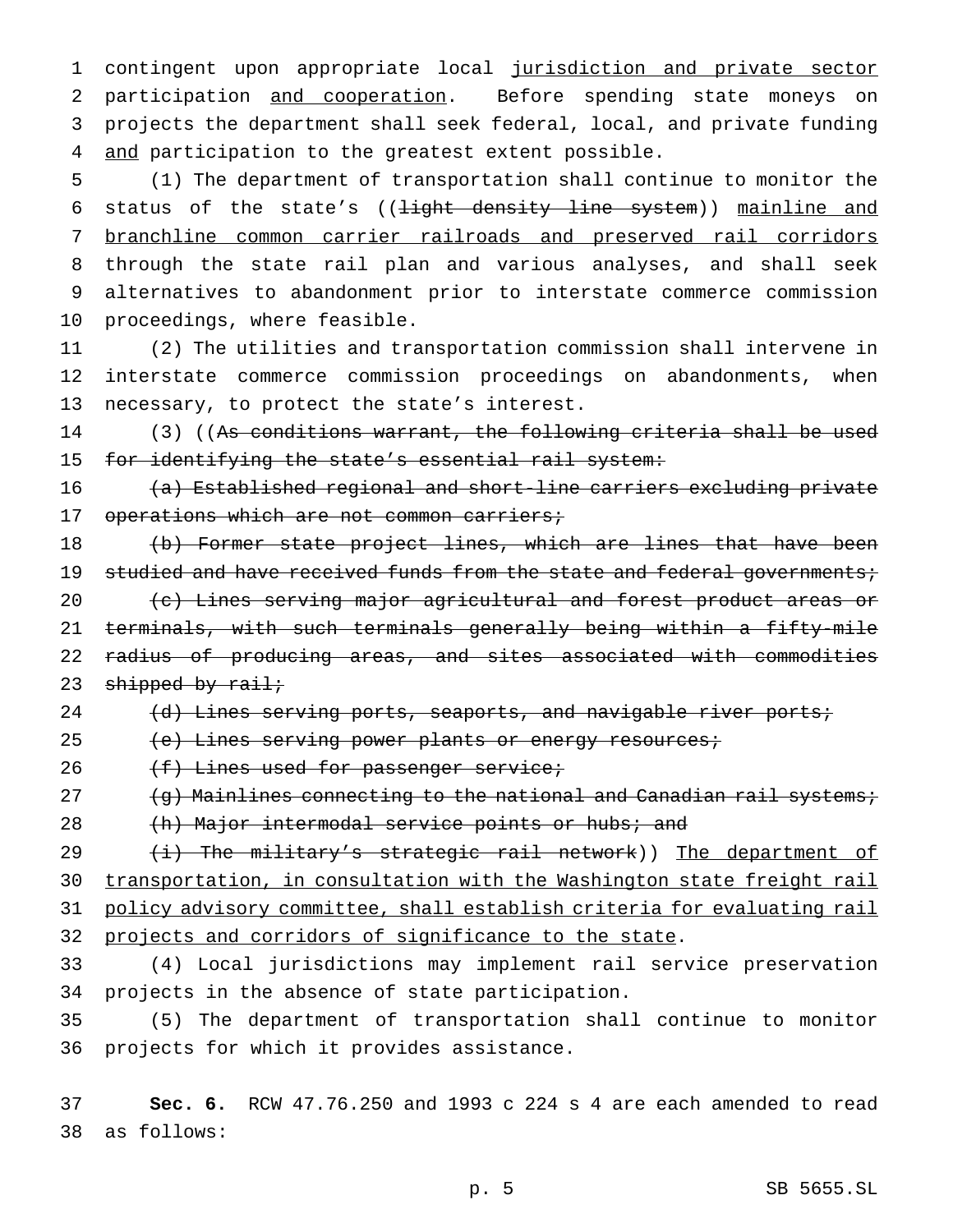contingent upon appropriate local jurisdiction and private sector participation and cooperation. Before spending state moneys on projects the department shall seek federal, local, and private funding and participation to the greatest extent possible.

(1) The department of transportation shall continue to monitor the status of the state's ((~~light density line system~~)) mainline and branchline common carrier railroads and preserved rail corridors through the state rail plan and various analyses, and shall seek alternatives to abandonment prior to interstate commerce commission proceedings, where feasible.

(2) The utilities and transportation commission shall intervene in interstate commerce commission proceedings on abandonments, when necessary, to protect the state's interest.

(3) ((~~As conditions warrant, the following criteria shall be used for identifying the state's essential rail system:~~

~~(a) Established regional and short-line carriers excluding private operations which are not common carriers;~~

~~(b) Former state project lines, which are lines that have been studied and have received funds from the state and federal governments;~~

~~(c) Lines serving major agricultural and forest product areas or terminals, with such terminals generally being within a fifty-mile radius of producing areas, and sites associated with commodities shipped by rail;~~

~~(d) Lines serving ports, seaports, and navigable river ports;~~

~~(e) Lines serving power plants or energy resources;~~

~~(f) Lines used for passenger service;~~

~~(g) Mainlines connecting to the national and Canadian rail systems;~~

~~(h) Major intermodal service points or hubs; and~~

~~(i) The military's strategic rail network~~)) The department of transportation, in consultation with the Washington state freight rail policy advisory committee, shall establish criteria for evaluating rail projects and corridors of significance to the state.

(4) Local jurisdictions may implement rail service preservation projects in the absence of state participation.

(5) The department of transportation shall continue to monitor projects for which it provides assistance.

**Sec. 6.** RCW 47.76.250 and 1993 c 224 s 4 are each amended to read as follows: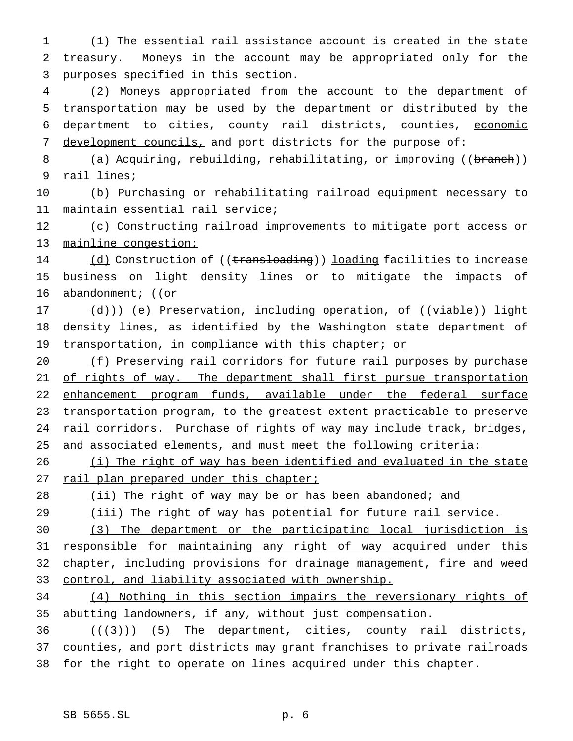(1) The essential rail assistance account is created in the state treasury. Moneys in the account may be appropriated only for the purposes specified in this section.

(2) Moneys appropriated from the account to the department of transportation may be used by the department or distributed by the department to cities, county rail districts, counties, economic development councils, and port districts for the purpose of:

(a) Acquiring, rebuilding, rehabilitating, or improving ((branch)) rail lines;

(b) Purchasing or rehabilitating railroad equipment necessary to maintain essential rail service;

(c) Constructing railroad improvements to mitigate port access or mainline congestion;

(d) Construction of ((transloading)) loading facilities to increase business on light density lines or to mitigate the impacts of abandonment; ((or

(d))) (e) Preservation, including operation, of ((viable)) light density lines, as identified by the Washington state department of transportation, in compliance with this chapter; or

(f) Preserving rail corridors for future rail purposes by purchase of rights of way. The department shall first pursue transportation enhancement program funds, available under the federal surface transportation program, to the greatest extent practicable to preserve rail corridors. Purchase of rights of way may include track, bridges, and associated elements, and must meet the following criteria:

(i) The right of way has been identified and evaluated in the state rail plan prepared under this chapter;

(ii) The right of way may be or has been abandoned; and

(iii) The right of way has potential for future rail service.

(3) The department or the participating local jurisdiction is responsible for maintaining any right of way acquired under this chapter, including provisions for drainage management, fire and weed control, and liability associated with ownership.

(4) Nothing in this section impairs the reversionary rights of abutting landowners, if any, without just compensation.

(((3))) (5) The department, cities, county rail districts, counties, and port districts may grant franchises to private railroads for the right to operate on lines acquired under this chapter.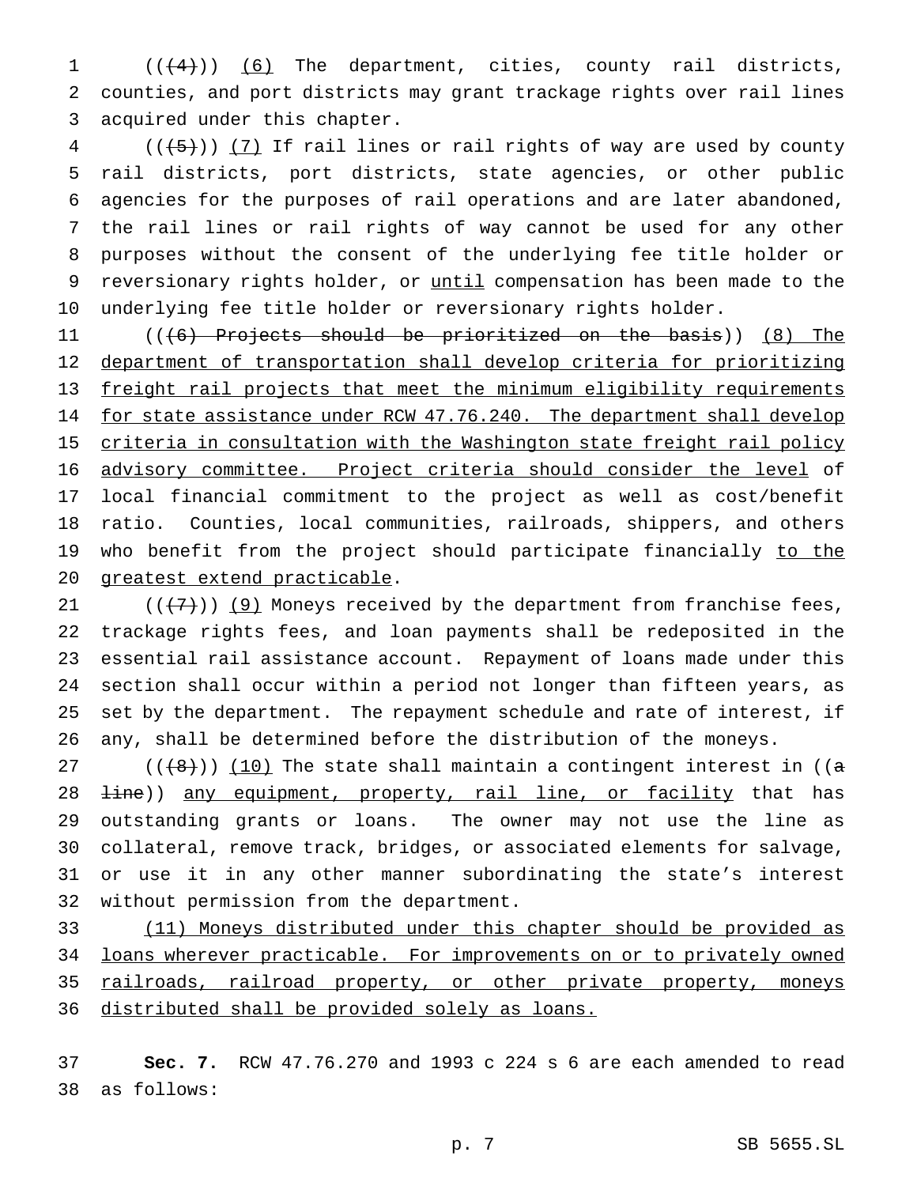(((4))) (6) The department, cities, county rail districts, counties, and port districts may grant trackage rights over rail lines acquired under this chapter.

(((5))) (7) If rail lines or rail rights of way are used by county rail districts, port districts, state agencies, or other public agencies for the purposes of rail operations and are later abandoned, the rail lines or rail rights of way cannot be used for any other purposes without the consent of the underlying fee title holder or reversionary rights holder, or until compensation has been made to the underlying fee title holder or reversionary rights holder.

(((6) Projects should be prioritized on the basis)) (8) The department of transportation shall develop criteria for prioritizing freight rail projects that meet the minimum eligibility requirements for state assistance under RCW 47.76.240. The department shall develop criteria in consultation with the Washington state freight rail policy advisory committee. Project criteria should consider the level of local financial commitment to the project as well as cost/benefit ratio. Counties, local communities, railroads, shippers, and others who benefit from the project should participate financially to the greatest extend practicable.

(((7))) (9) Moneys received by the department from franchise fees, trackage rights fees, and loan payments shall be redeposited in the essential rail assistance account. Repayment of loans made under this section shall occur within a period not longer than fifteen years, as set by the department. The repayment schedule and rate of interest, if any, shall be determined before the distribution of the moneys.

(((8))) (10) The state shall maintain a contingent interest in ((a line)) any equipment, property, rail line, or facility that has outstanding grants or loans. The owner may not use the line as collateral, remove track, bridges, or associated elements for salvage, or use it in any other manner subordinating the state's interest without permission from the department.

(11) Moneys distributed under this chapter should be provided as loans wherever practicable. For improvements on or to privately owned railroads, railroad property, or other private property, moneys distributed shall be provided solely as loans.

**Sec. 7.** RCW 47.76.270 and 1993 c 224 s 6 are each amended to read as follows: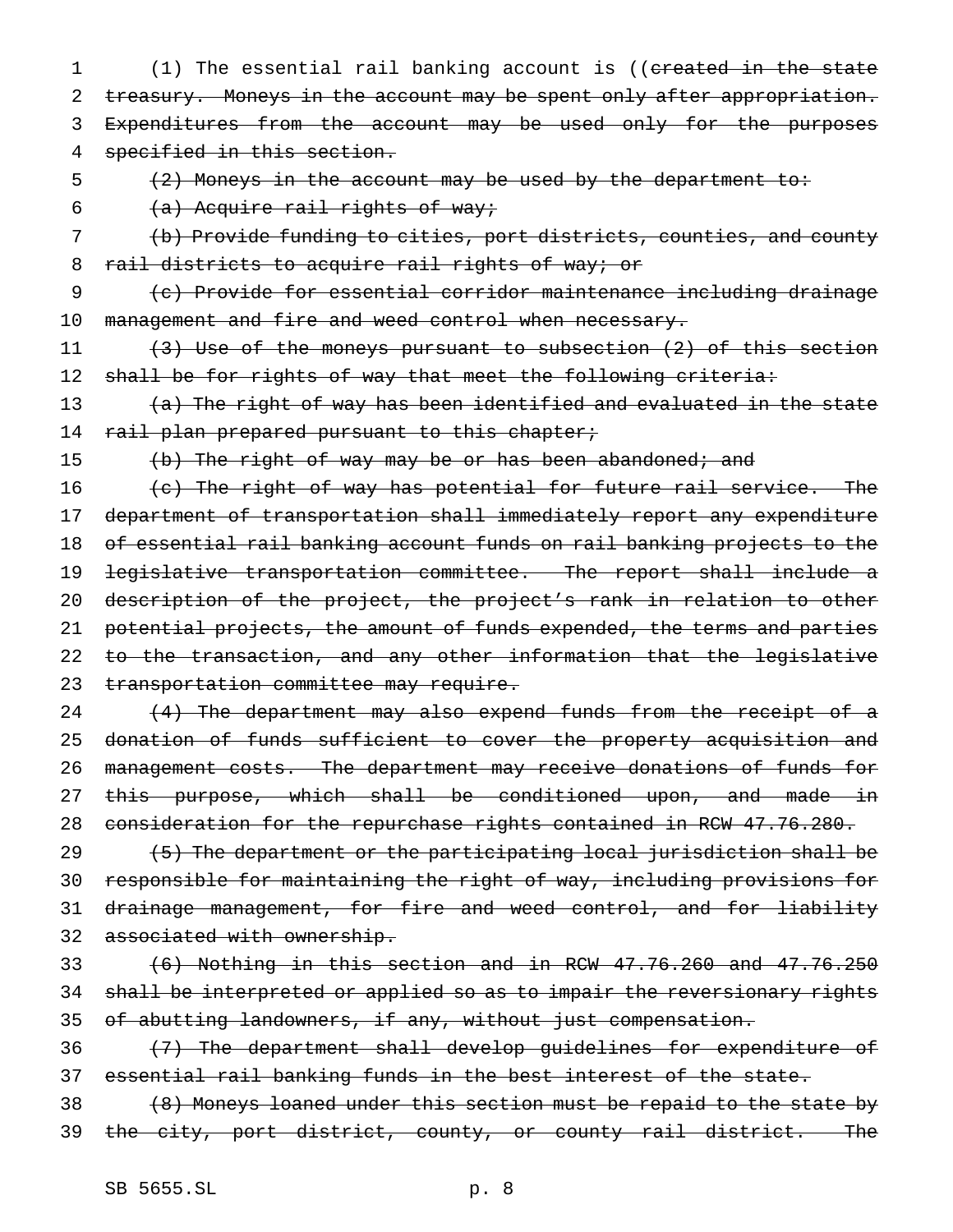(1) The essential rail banking account is ((~~created in the state treasury. Moneys in the account may be spent only after appropriation. Expenditures from the account may be used only for the purposes specified in this section.~~

~~(2) Moneys in the account may be used by the department to:~~

~~(a) Acquire rail rights of way;~~

~~(b) Provide funding to cities, port districts, counties, and county rail districts to acquire rail rights of way; or~~

~~(c) Provide for essential corridor maintenance including drainage management and fire and weed control when necessary.~~

~~(3) Use of the moneys pursuant to subsection (2) of this section shall be for rights of way that meet the following criteria:~~

~~(a) The right of way has been identified and evaluated in the state rail plan prepared pursuant to this chapter;~~

~~(b) The right of way may be or has been abandoned; and~~

~~(c) The right of way has potential for future rail service. The department of transportation shall immediately report any expenditure of essential rail banking account funds on rail banking projects to the legislative transportation committee. The report shall include a description of the project, the project's rank in relation to other potential projects, the amount of funds expended, the terms and parties to the transaction, and any other information that the legislative transportation committee may require.~~

~~(4) The department may also expend funds from the receipt of a donation of funds sufficient to cover the property acquisition and management costs. The department may receive donations of funds for this purpose, which shall be conditioned upon, and made in consideration for the repurchase rights contained in RCW 47.76.280.~~

~~(5) The department or the participating local jurisdiction shall be responsible for maintaining the right of way, including provisions for drainage management, for fire and weed control, and for liability associated with ownership.~~

~~(6) Nothing in this section and in RCW 47.76.260 and 47.76.250 shall be interpreted or applied so as to impair the reversionary rights of abutting landowners, if any, without just compensation.~~

~~(7) The department shall develop guidelines for expenditure of essential rail banking funds in the best interest of the state.~~

~~(8) Moneys loaned under this section must be repaid to the state by the city, port district, county, or county rail district. The~~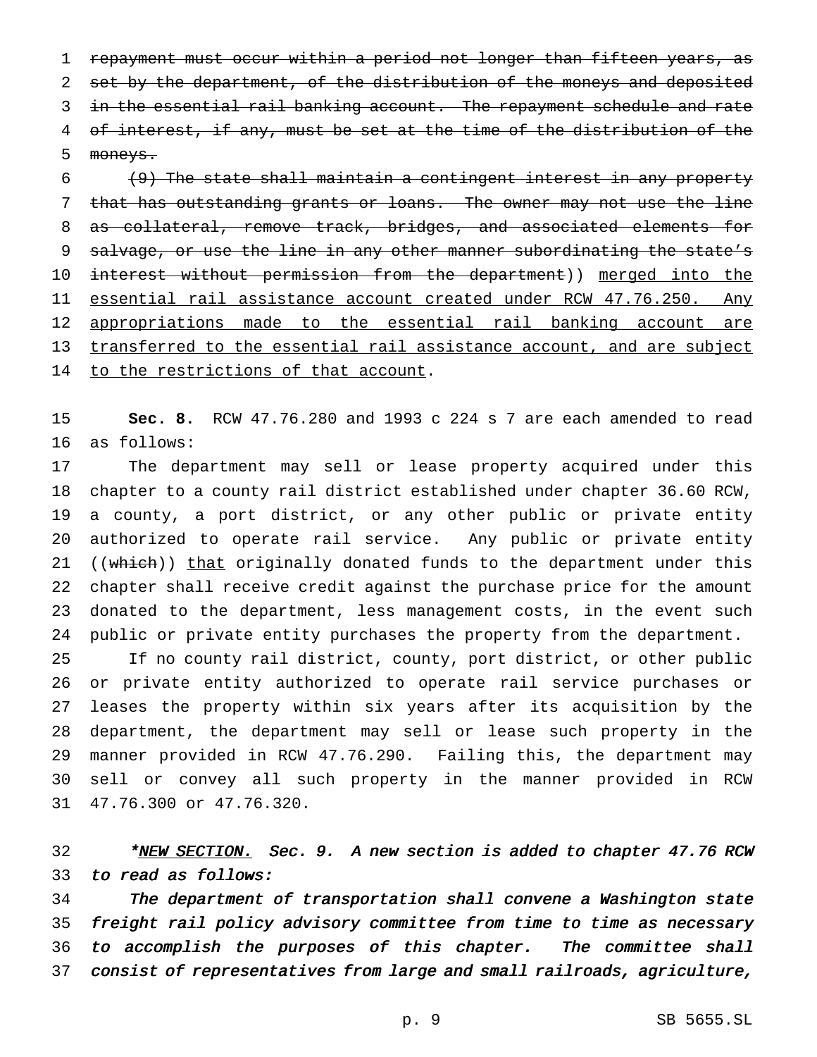~~repayment must occur within a period not longer than fifteen years, as set by the department, of the distribution of the moneys and deposited in the essential rail banking account. The repayment schedule and rate of interest, if any, must be set at the time of the distribution of the moneys.~~

~~(9) The state shall maintain a contingent interest in any property that has outstanding grants or loans. The owner may not use the line as collateral, remove track, bridges, and associated elements for salvage, or use the line in any other manner subordinating the state's interest without permission from the department~~)) merged into the essential rail assistance account created under RCW 47.76.250. Any appropriations made to the essential rail banking account are transferred to the essential rail assistance account, and are subject to the restrictions of that account.

**Sec. 8.** RCW 47.76.280 and 1993 c 224 s 7 are each amended to read as follows:

The department may sell or lease property acquired under this chapter to a county rail district established under chapter 36.60 RCW, a county, a port district, or any other public or private entity authorized to operate rail service. Any public or private entity ((~~which~~)) that originally donated funds to the department under this chapter shall receive credit against the purchase price for the amount donated to the department, less management costs, in the event such public or private entity purchases the property from the department.

If no county rail district, county, port district, or other public or private entity authorized to operate rail service purchases or leases the property within six years after its acquisition by the department, the department may sell or lease such property in the manner provided in RCW 47.76.290. Failing this, the department may sell or convey all such property in the manner provided in RCW 47.76.300 or 47.76.320.

*\*NEW SECTION. Sec. 9. A new section is added to chapter 47.76 RCW to read as follows:*

*The department of transportation shall convene a Washington state freight rail policy advisory committee from time to time as necessary to accomplish the purposes of this chapter. The committee shall consist of representatives from large and small railroads, agriculture,*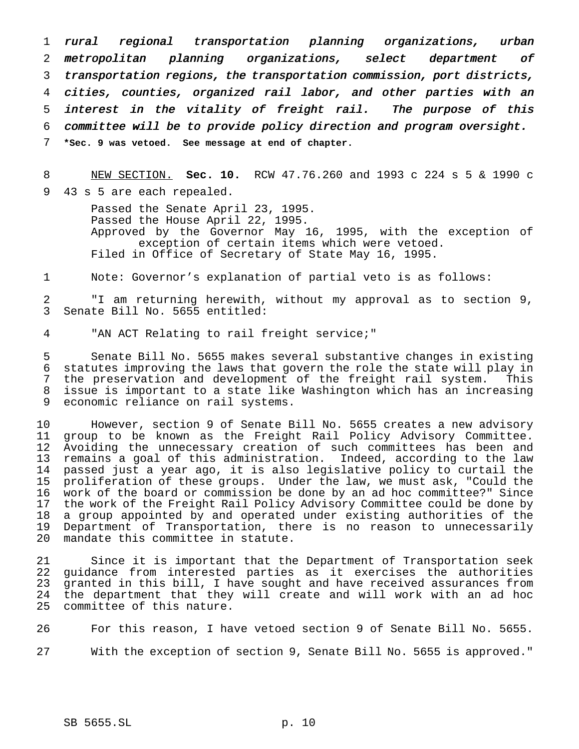*rural regional transportation planning organizations, urban metropolitan planning organizations, select department of transportation regions, the transportation commission, port districts, cities, counties, organized rail labor, and other parties with an interest in the vitality of freight rail. The purpose of this committee will be to provide policy direction and program oversight.*

**\*Sec. 9 was vetoed. See message at end of chapter.**

NEW SECTION. **Sec. 10.** RCW 47.76.260 and 1993 c 224 s 5 & 1990 c 43 s 5 are each repealed.

Passed the Senate April 23, 1995.
Passed the House April 22, 1995.
Approved by the Governor May 16, 1995, with the exception of exception of certain items which were vetoed.
Filed in Office of Secretary of State May 16, 1995.

Note: Governor's explanation of partial veto is as follows:

"I am returning herewith, without my approval as to section 9, Senate Bill No. 5655 entitled:

"AN ACT Relating to rail freight service;"

Senate Bill No. 5655 makes several substantive changes in existing statutes improving the laws that govern the role the state will play in the preservation and development of the freight rail system. This issue is important to a state like Washington which has an increasing economic reliance on rail systems.

However, section 9 of Senate Bill No. 5655 creates a new advisory group to be known as the Freight Rail Policy Advisory Committee. Avoiding the unnecessary creation of such committees has been and remains a goal of this administration. Indeed, according to the law passed just a year ago, it is also legislative policy to curtail the proliferation of these groups. Under the law, we must ask, "Could the work of the board or commission be done by an ad hoc committee?" Since the work of the Freight Rail Policy Advisory Committee could be done by a group appointed by and operated under existing authorities of the Department of Transportation, there is no reason to unnecessarily mandate this committee in statute.

Since it is important that the Department of Transportation seek guidance from interested parties as it exercises the authorities granted in this bill, I have sought and have received assurances from the department that they will create and will work with an ad hoc committee of this nature.

For this reason, I have vetoed section 9 of Senate Bill No. 5655.

With the exception of section 9, Senate Bill No. 5655 is approved."